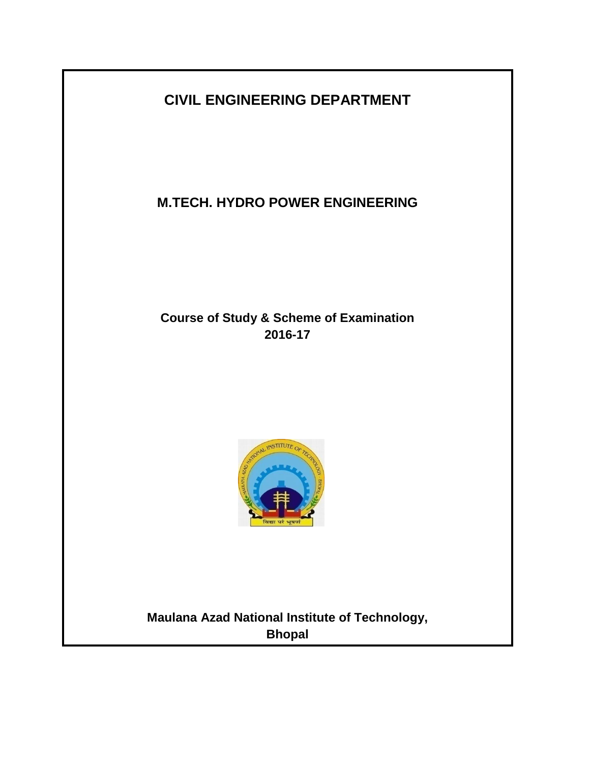# CIVIL ENGINEERING DEPARTMENT

## M.TECH. HYDRO POWER ENGINEERING

**Course of Study & Scheme of Examination**
**2016-17**

**Maulana Azad National Institute of Technology,**
**Bhopal**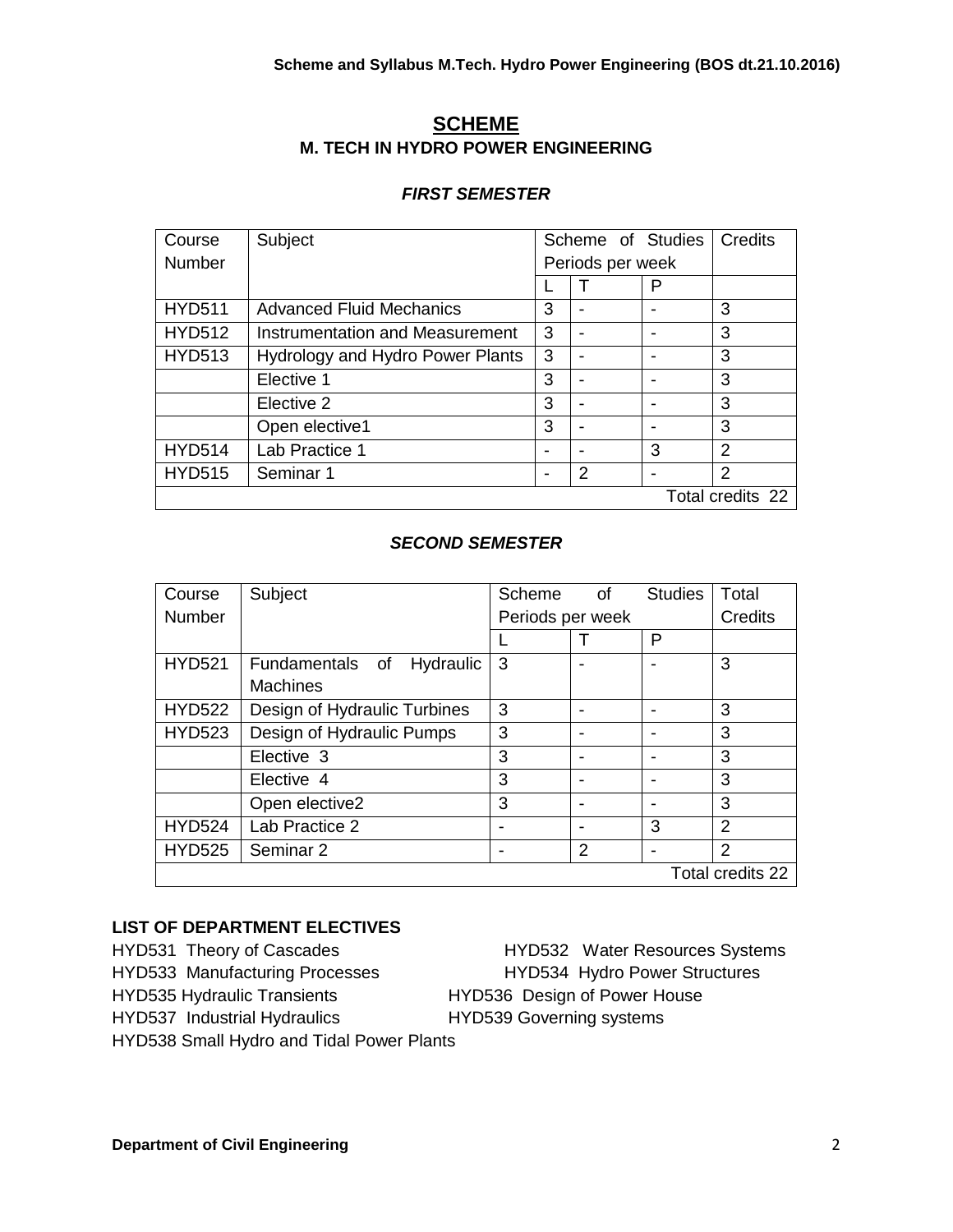# SCHEME

## M. TECH IN HYDRO POWER ENGINEERING

### *FIRST SEMESTER*

| Course Number | Subject | Scheme of Studies Periods per week | | | Credits |
|---|---|---|---|---|---|
| | | L | T | P | |
| HYD511 | Advanced Fluid Mechanics | 3 | - | - | 3 |
| HYD512 | Instrumentation and Measurement | 3 | - | - | 3 |
| HYD513 | Hydrology and Hydro Power Plants | 3 | - | - | 3 |
| | Elective 1 | 3 | - | - | 3 |
| | Elective 2 | 3 | - | - | 3 |
| | Open elective1 | 3 | - | - | 3 |
| HYD514 | Lab Practice 1 | - | - | 3 | 2 |
| HYD515 | Seminar 1 | - | 2 | - | 2 |
| | | | | | Total credits 22 |

### *SECOND SEMESTER*

| Course Number | Subject | Scheme of Studies Periods per week | | | Total Credits |
|---|---|---|---|---|---|
| | | L | T | P | |
| HYD521 | Fundamentals of Hydraulic Machines | 3 | - | - | 3 |
| HYD522 | Design of Hydraulic Turbines | 3 | - | - | 3 |
| HYD523 | Design of Hydraulic Pumps | 3 | - | - | 3 |
| | Elective 3 | 3 | - | - | 3 |
| | Elective 4 | 3 | - | - | 3 |
| | Open elective2 | 3 | - | - | 3 |
| HYD524 | Lab Practice 2 | - | - | 3 | 2 |
| HYD525 | Seminar 2 | - | 2 | - | 2 |
| | | | | | Total credits 22 |

**LIST OF DEPARTMENT ELECTIVES**

HYD531 Theory of Cascades
HYD532 Water Resources Systems
HYD533 Manufacturing Processes
HYD534 Hydro Power Structures
HYD535 Hydraulic Transients
HYD536 Design of Power House
HYD537 Industrial Hydraulics
HYD539 Governing systems
HYD538 Small Hydro and Tidal Power Plants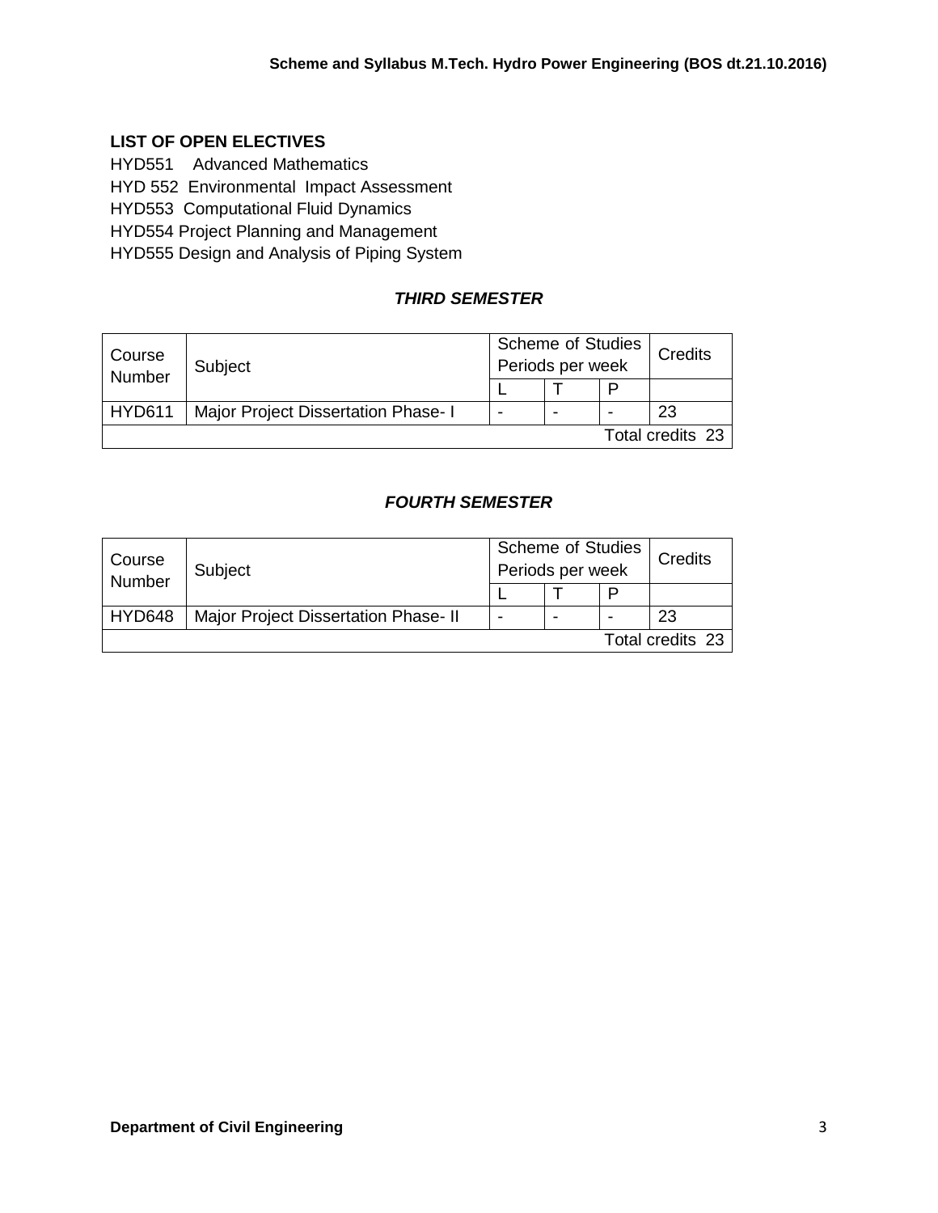**LIST OF OPEN ELECTIVES**

HYD551 Advanced Mathematics
HYD 552 Environmental Impact Assessment
HYD553 Computational Fluid Dynamics
HYD554 Project Planning and Management
HYD555 Design and Analysis of Piping System

### *THIRD SEMESTER*

| Course Number | Subject | Scheme of Studies Periods per week | | | Credits |
|---|---|---|---|---|---|
| | | L | T | P | |
| HYD611 | Major Project Dissertation Phase- I | - | - | - | 23 |
| | | | | | Total credits 23 |

### *FOURTH SEMESTER*

| Course Number | Subject | Scheme of Studies Periods per week | | | Credits |
|---|---|---|---|---|---|
| | | L | T | P | |
| HYD648 | Major Project Dissertation Phase- II | - | - | - | 23 |
| | | | | | Total credits 23 |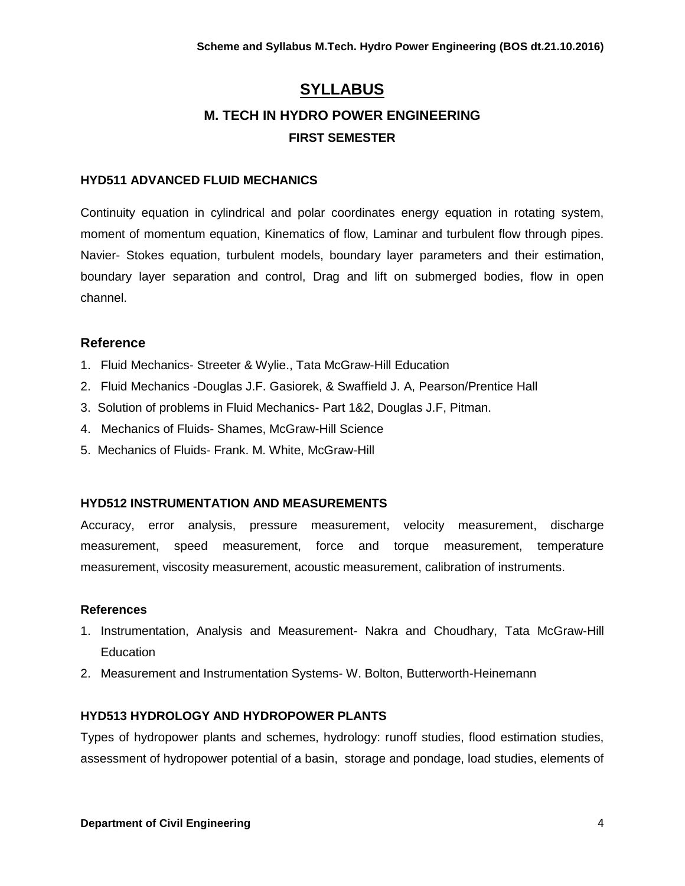# SYLLABUS

## M. TECH IN HYDRO POWER ENGINEERING

### FIRST SEMESTER

**HYD511 ADVANCED FLUID MECHANICS**

Continuity equation in cylindrical and polar coordinates energy equation in rotating system, moment of momentum equation, Kinematics of flow, Laminar and turbulent flow through pipes. Navier- Stokes equation, turbulent models, boundary layer parameters and their estimation, boundary layer separation and control, Drag and lift on submerged bodies, flow in open channel.

### Reference

1. Fluid Mechanics- Streeter & Wylie., Tata McGraw-Hill Education
2. Fluid Mechanics -Douglas J.F. Gasiorek, & Swaffield J. A, Pearson/Prentice Hall
3. Solution of problems in Fluid Mechanics- Part 1&2, Douglas J.F, Pitman.
4. Mechanics of Fluids- Shames, McGraw-Hill Science
5. Mechanics of Fluids- Frank. M. White, McGraw-Hill

**HYD512 INSTRUMENTATION AND MEASUREMENTS**

Accuracy, error analysis, pressure measurement, velocity measurement, discharge measurement, speed measurement, force and torque measurement, temperature measurement, viscosity measurement, acoustic measurement, calibration of instruments.

**References**

1. Instrumentation, Analysis and Measurement- Nakra and Choudhary, Tata McGraw-Hill Education
2. Measurement and Instrumentation Systems- W. Bolton, Butterworth-Heinemann

**HYD513 HYDROLOGY AND HYDROPOWER PLANTS**

Types of hydropower plants and schemes, hydrology: runoff studies, flood estimation studies, assessment of hydropower potential of a basin, storage and pondage, load studies, elements of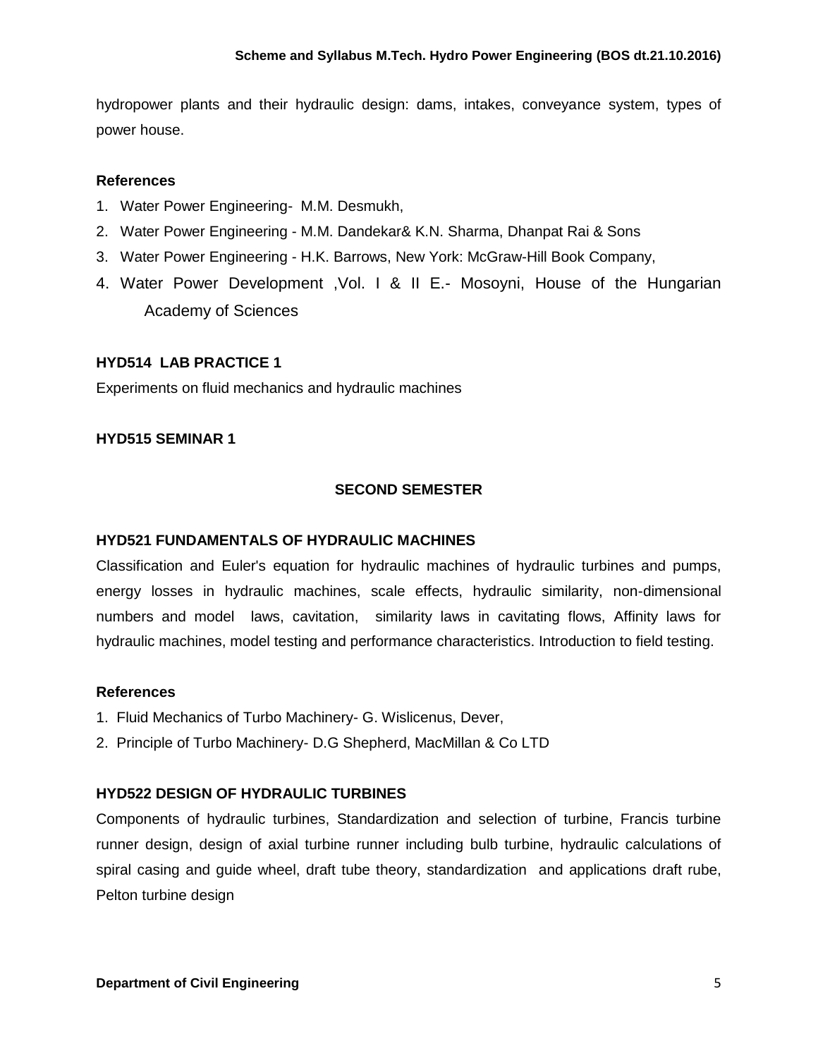hydropower plants and their hydraulic design: dams, intakes, conveyance system, types of power house.

**References**

1. Water Power Engineering- M.M. Desmukh,
2. Water Power Engineering - M.M. Dandekar& K.N. Sharma, Dhanpat Rai & Sons
3. Water Power Engineering - H.K. Barrows, New York: McGraw-Hill Book Company,
4. Water Power Development ,Vol. I & II E.- Mosoyni, House of the Hungarian Academy of Sciences

**HYD514 LAB PRACTICE 1**

Experiments on fluid mechanics and hydraulic machines

**HYD515 SEMINAR 1**

## SECOND SEMESTER

**HYD521 FUNDAMENTALS OF HYDRAULIC MACHINES**

Classification and Euler's equation for hydraulic machines of hydraulic turbines and pumps, energy losses in hydraulic machines, scale effects, hydraulic similarity, non-dimensional numbers and model laws, cavitation, similarity laws in cavitating flows, Affinity laws for hydraulic machines, model testing and performance characteristics. Introduction to field testing.

**References**

1. Fluid Mechanics of Turbo Machinery- G. Wislicenus, Dever,
2. Principle of Turbo Machinery- D.G Shepherd, MacMillan & Co LTD

**HYD522 DESIGN OF HYDRAULIC TURBINES**

Components of hydraulic turbines, Standardization and selection of turbine, Francis turbine runner design, design of axial turbine runner including bulb turbine, hydraulic calculations of spiral casing and guide wheel, draft tube theory, standardization and applications draft rube, Pelton turbine design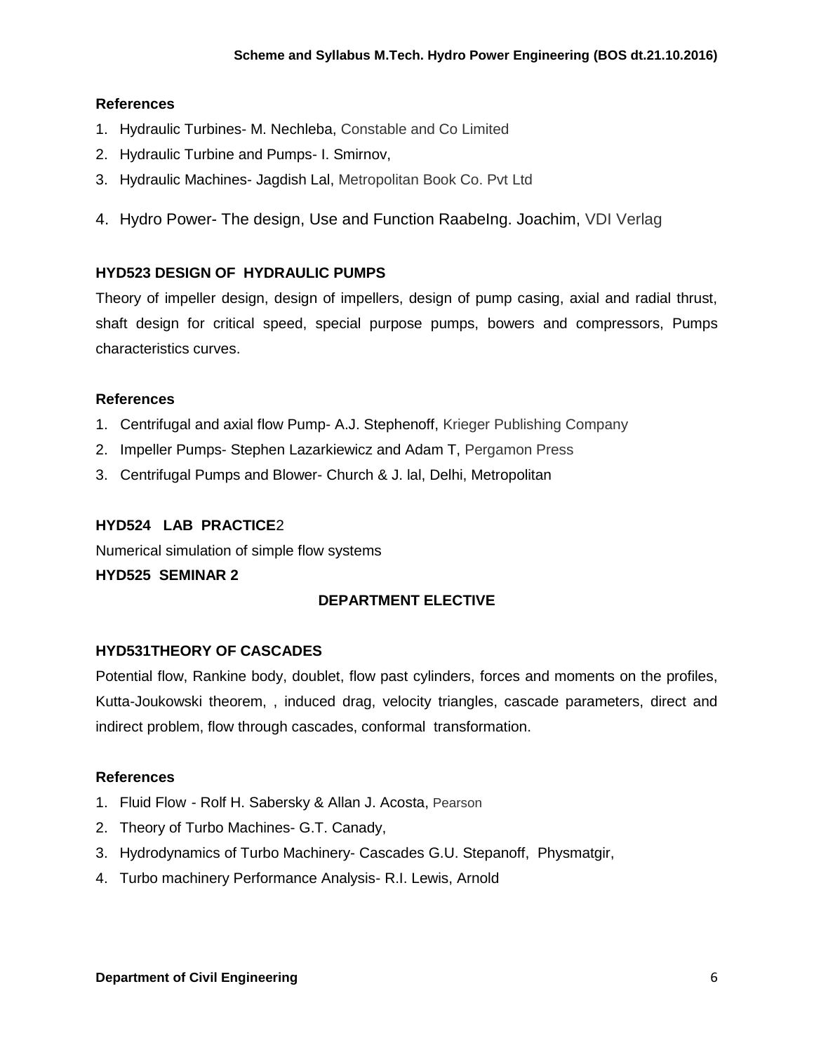### References

1. Hydraulic Turbines- M. Nechleba, Constable and Co Limited
2. Hydraulic Turbine and Pumps- I. Smirnov,
3. Hydraulic Machines- Jagdish Lal, Metropolitan Book Co. Pvt Ltd
4. Hydro Power- The design, Use and Function RaabeIng. Joachim, VDI Verlag

### HYD523 DESIGN OF HYDRAULIC PUMPS

Theory of impeller design, design of impellers, design of pump casing, axial and radial thrust, shaft design for critical speed, special purpose pumps, bowers and compressors, Pumps characteristics curves.

### References

1. Centrifugal and axial flow Pump- A.J. Stephenoff, Krieger Publishing Company
2. Impeller Pumps- Stephen Lazarkiewicz and Adam T, Pergamon Press
3. Centrifugal Pumps and Blower- Church & J. lal, Delhi, Metropolitan

### HYD524 LAB PRACTICE2

Numerical simulation of simple flow systems

### HYD525 SEMINAR 2

## DEPARTMENT ELECTIVE

### HYD531THEORY OF CASCADES

Potential flow, Rankine body, doublet, flow past cylinders, forces and moments on the profiles, Kutta-Joukowski theorem, , induced drag, velocity triangles, cascade parameters, direct and indirect problem, flow through cascades, conformal transformation.

### References

1. Fluid Flow - Rolf H. Sabersky & Allan J. Acosta, Pearson
2. Theory of Turbo Machines- G.T. Canady,
3. Hydrodynamics of Turbo Machinery- Cascades G.U. Stepanoff, Physmatgir,
4. Turbo machinery Performance Analysis- R.I. Lewis, Arnold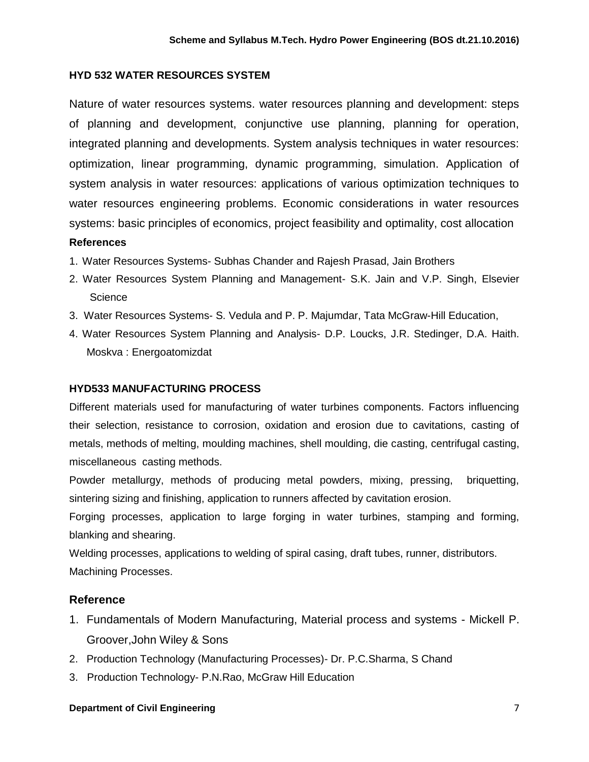## HYD 532 WATER RESOURCES SYSTEM

Nature of water resources systems. water resources planning and development: steps of planning and development, conjunctive use planning, planning for operation, integrated planning and developments. System analysis techniques in water resources: optimization, linear programming, dynamic programming, simulation. Application of system analysis in water resources: applications of various optimization techniques to water resources engineering problems. Economic considerations in water resources systems: basic principles of economics, project feasibility and optimality, cost allocation

**References**

1. Water Resources Systems- Subhas Chander and Rajesh Prasad, Jain Brothers
2. Water Resources System Planning and Management- S.K. Jain and V.P. Singh, Elsevier Science
3. Water Resources Systems- S. Vedula and P. P. Majumdar, Tata McGraw-Hill Education,
4. Water Resources System Planning and Analysis- D.P. Loucks, J.R. Stedinger, D.A. Haith. Moskva : Energoatomizdat

## HYD533 MANUFACTURING PROCESS

Different materials used for manufacturing of water turbines components. Factors influencing their selection, resistance to corrosion, oxidation and erosion due to cavitations, casting of metals, methods of melting, moulding machines, shell moulding, die casting, centrifugal casting, miscellaneous casting methods.

Powder metallurgy, methods of producing metal powders, mixing, pressing, briquetting, sintering sizing and finishing, application to runners affected by cavitation erosion.

Forging processes, application to large forging in water turbines, stamping and forming, blanking and shearing.

Welding processes, applications to welding of spiral casing, draft tubes, runner, distributors.

Machining Processes.

**Reference**

1. Fundamentals of Modern Manufacturing, Material process and systems - Mickell P. Groover,John Wiley & Sons
2. Production Technology (Manufacturing Processes)- Dr. P.C.Sharma, S Chand
3. Production Technology- P.N.Rao, McGraw Hill Education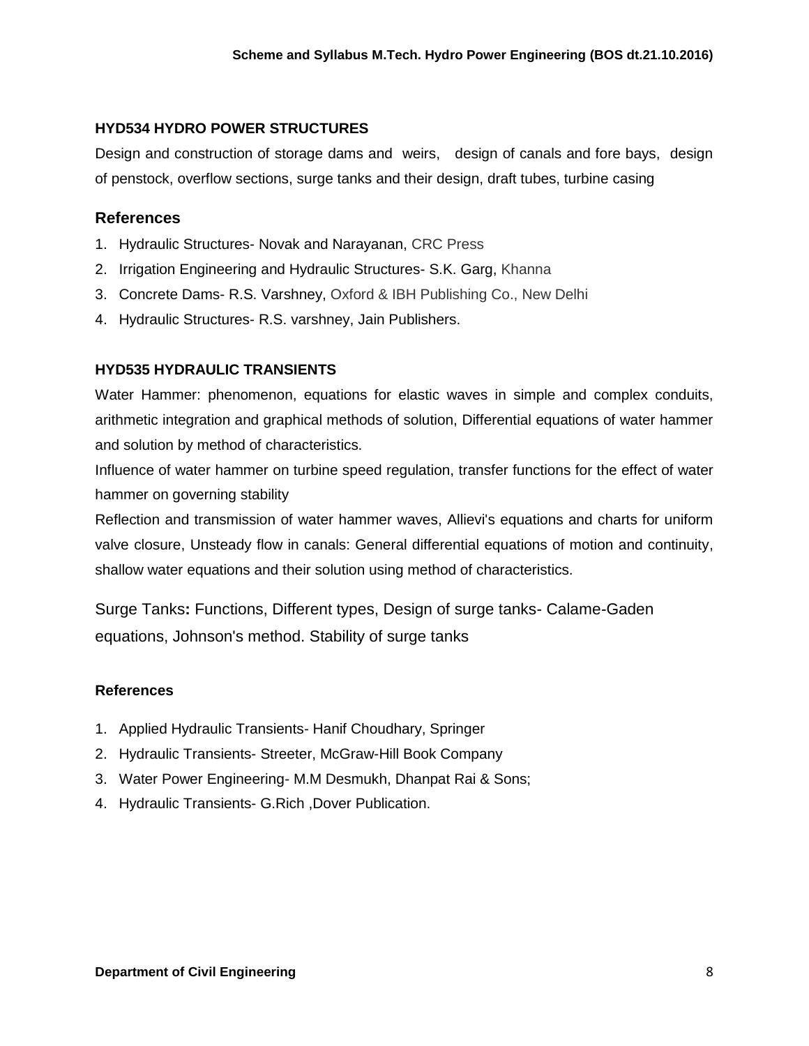### HYD534 HYDRO POWER STRUCTURES

Design and construction of storage dams and weirs, design of canals and fore bays, design of penstock, overflow sections, surge tanks and their design, draft tubes, turbine casing

## References

1. Hydraulic Structures- Novak and Narayanan, CRC Press
2. Irrigation Engineering and Hydraulic Structures- S.K. Garg, Khanna
3. Concrete Dams- R.S. Varshney, Oxford & IBH Publishing Co., New Delhi
4. Hydraulic Structures- R.S. varshney, Jain Publishers.

### HYD535 HYDRAULIC TRANSIENTS

Water Hammer: phenomenon, equations for elastic waves in simple and complex conduits, arithmetic integration and graphical methods of solution, Differential equations of water hammer and solution by method of characteristics.

Influence of water hammer on turbine speed regulation, transfer functions for the effect of water hammer on governing stability

Reflection and transmission of water hammer waves, Allievi's equations and charts for uniform valve closure, Unsteady flow in canals: General differential equations of motion and continuity, shallow water equations and their solution using method of characteristics.

Surge Tanks**:** Functions, Different types, Design of surge tanks- Calame-Gaden equations, Johnson's method. Stability of surge tanks

**References**

1. Applied Hydraulic Transients- Hanif Choudhary, Springer
2. Hydraulic Transients- Streeter, McGraw-Hill Book Company
3. Water Power Engineering- M.M Desmukh, Dhanpat Rai & Sons;
4. Hydraulic Transients- G.Rich ,Dover Publication.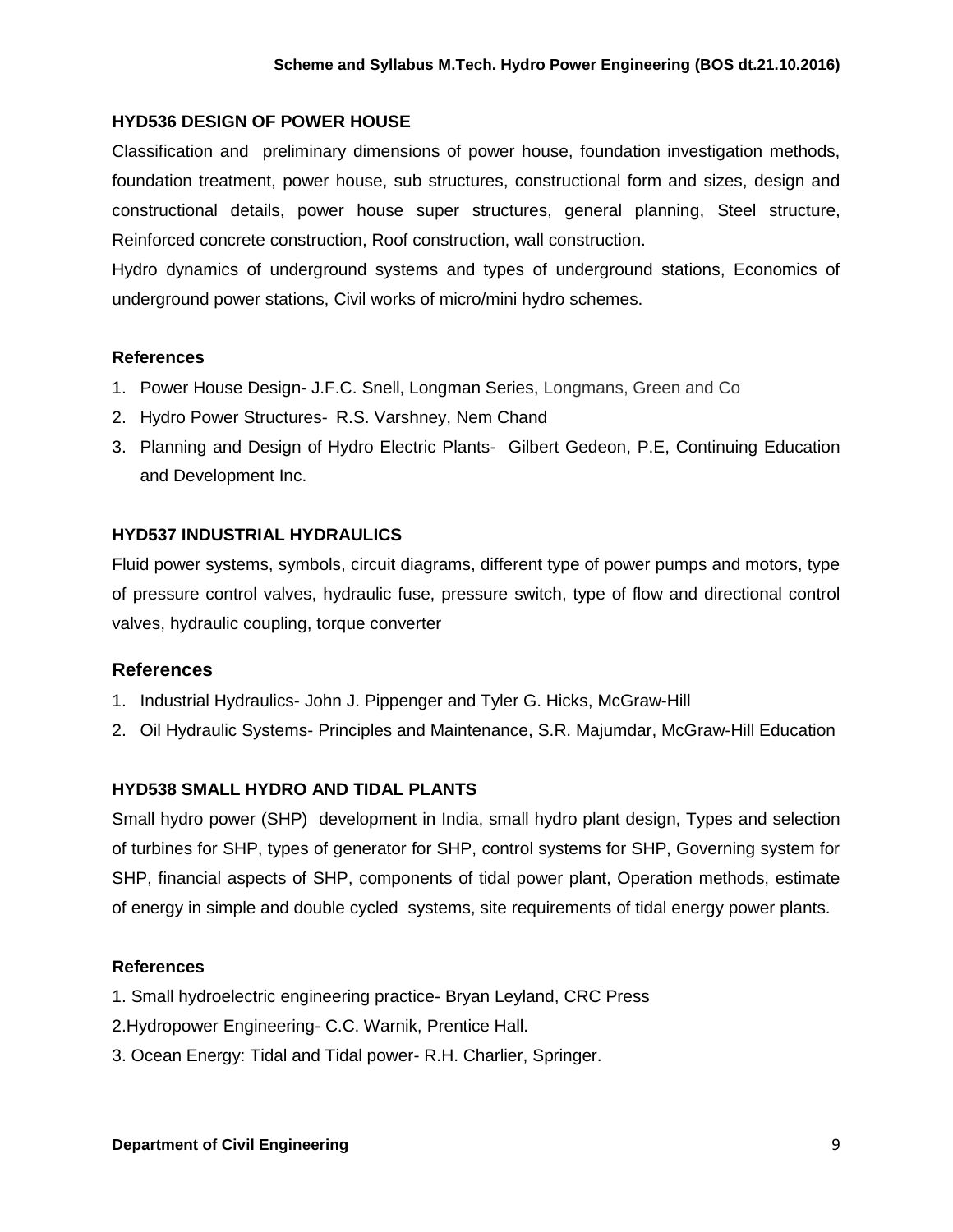### HYD536 DESIGN OF POWER HOUSE

Classification and preliminary dimensions of power house, foundation investigation methods, foundation treatment, power house, sub structures, constructional form and sizes, design and constructional details, power house super structures, general planning, Steel structure, Reinforced concrete construction, Roof construction, wall construction.

Hydro dynamics of underground systems and types of underground stations, Economics of underground power stations, Civil works of micro/mini hydro schemes.

**References**

1. Power House Design- J.F.C. Snell, Longman Series, Longmans, Green and Co
2. Hydro Power Structures- R.S. Varshney, Nem Chand
3. Planning and Design of Hydro Electric Plants- Gilbert Gedeon, P.E, Continuing Education and Development Inc.

### HYD537 INDUSTRIAL HYDRAULICS

Fluid power systems, symbols, circuit diagrams, different type of power pumps and motors, type of pressure control valves, hydraulic fuse, pressure switch, type of flow and directional control valves, hydraulic coupling, torque converter

**References**

1. Industrial Hydraulics- John J. Pippenger and Tyler G. Hicks, McGraw-Hill
2. Oil Hydraulic Systems- Principles and Maintenance, S.R. Majumdar, McGraw-Hill Education

### HYD538 SMALL HYDRO AND TIDAL PLANTS

Small hydro power (SHP) development in India, small hydro plant design, Types and selection of turbines for SHP, types of generator for SHP, control systems for SHP, Governing system for SHP, financial aspects of SHP, components of tidal power plant, Operation methods, estimate of energy in simple and double cycled systems, site requirements of tidal energy power plants.

**References**

1. Small hydroelectric engineering practice- Bryan Leyland, CRC Press
2. Hydropower Engineering- C.C. Warnik, Prentice Hall.
3. Ocean Energy: Tidal and Tidal power- R.H. Charlier, Springer.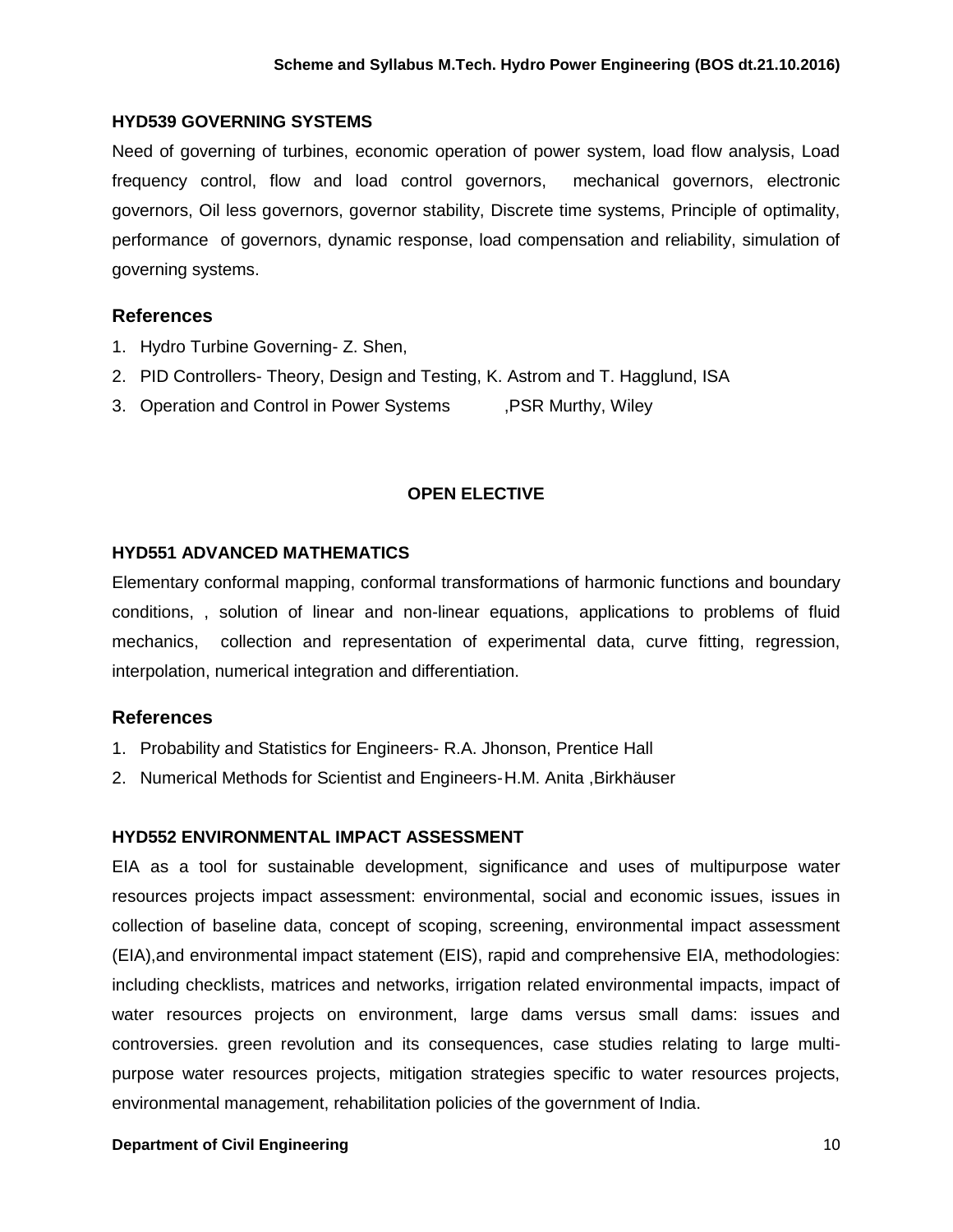### HYD539 GOVERNING SYSTEMS

Need of governing of turbines, economic operation of power system, load flow analysis, Load frequency control, flow and load control governors, mechanical governors, electronic governors, Oil less governors, governor stability, Discrete time systems, Principle of optimality, performance of governors, dynamic response, load compensation and reliability, simulation of governing systems.

## References

1. Hydro Turbine Governing- Z. Shen,
2. PID Controllers- Theory, Design and Testing, K. Astrom and T. Hagglund, ISA
3. Operation and Control in Power Systems ,PSR Murthy, Wiley

## OPEN ELECTIVE

### HYD551 ADVANCED MATHEMATICS

Elementary conformal mapping, conformal transformations of harmonic functions and boundary conditions, , solution of linear and non-linear equations, applications to problems of fluid mechanics, collection and representation of experimental data, curve fitting, regression, interpolation, numerical integration and differentiation.

## References

1. Probability and Statistics for Engineers- R.A. Jhonson, Prentice Hall
2. Numerical Methods for Scientist and Engineers-H.M. Anita ,Birkhäuser

### HYD552 ENVIRONMENTAL IMPACT ASSESSMENT

EIA as a tool for sustainable development, significance and uses of multipurpose water resources projects impact assessment: environmental, social and economic issues, issues in collection of baseline data, concept of scoping, screening, environmental impact assessment (EIA),and environmental impact statement (EIS), rapid and comprehensive EIA, methodologies: including checklists, matrices and networks, irrigation related environmental impacts, impact of water resources projects on environment, large dams versus small dams: issues and controversies. green revolution and its consequences, case studies relating to large multi-purpose water resources projects, mitigation strategies specific to water resources projects, environmental management, rehabilitation policies of the government of India.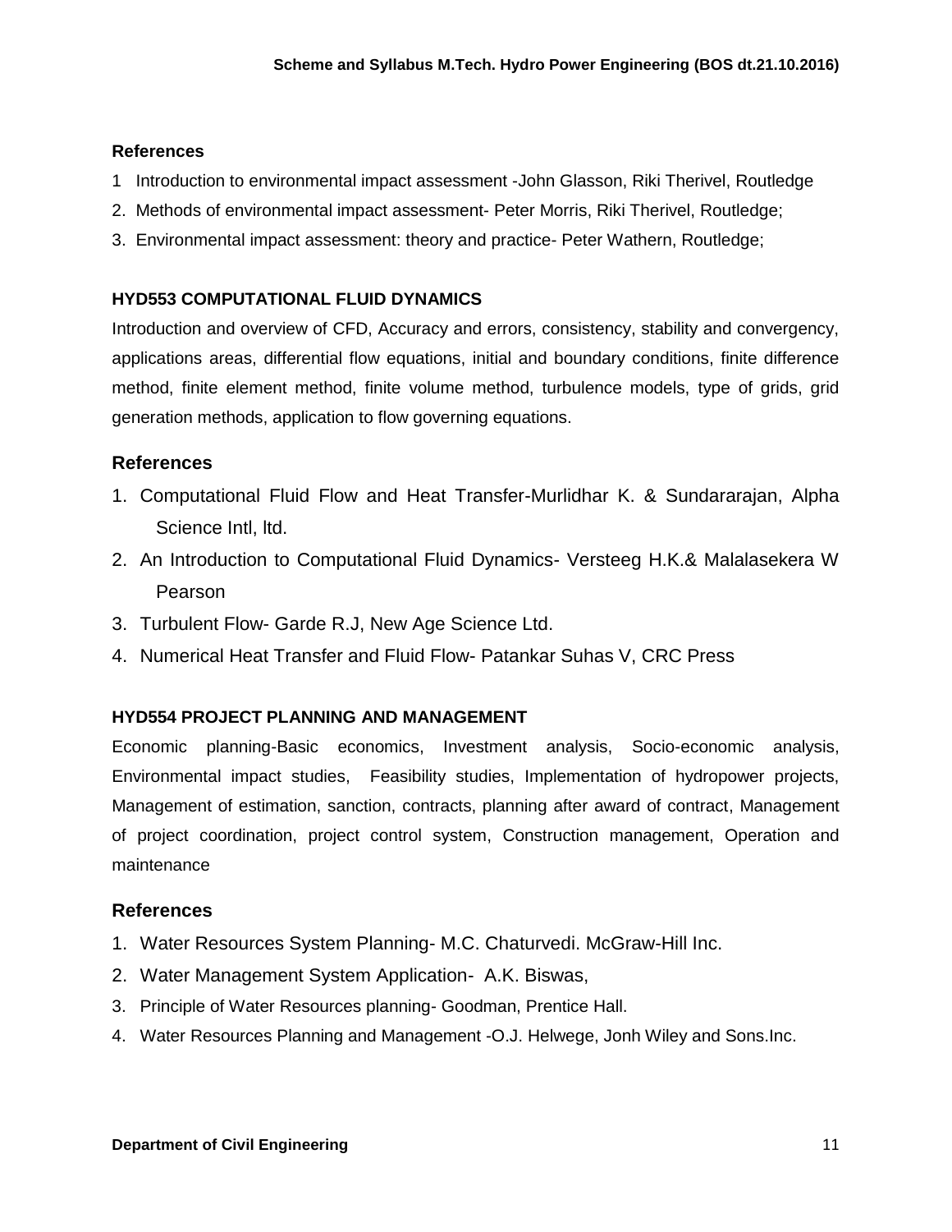### References

1. Introduction to environmental impact assessment -John Glasson, Riki Therivel, Routledge
2. Methods of environmental impact assessment- Peter Morris, Riki Therivel, Routledge;
3. Environmental impact assessment: theory and practice- Peter Wathern, Routledge;

### HYD553 COMPUTATIONAL FLUID DYNAMICS

Introduction and overview of CFD, Accuracy and errors, consistency, stability and convergency, applications areas, differential flow equations, initial and boundary conditions, finite difference method, finite element method, finite volume method, turbulence models, type of grids, grid generation methods, application to flow governing equations.

### References

1. Computational Fluid Flow and Heat Transfer-Murlidhar K. & Sundararajan, Alpha Science Intl, ltd.
2. An Introduction to Computational Fluid Dynamics- Versteeg H.K.& Malalasekera W Pearson
3. Turbulent Flow- Garde R.J, New Age Science Ltd.
4. Numerical Heat Transfer and Fluid Flow- Patankar Suhas V, CRC Press

### HYD554 PROJECT PLANNING AND MANAGEMENT

Economic planning-Basic economics, Investment analysis, Socio-economic analysis, Environmental impact studies, Feasibility studies, Implementation of hydropower projects, Management of estimation, sanction, contracts, planning after award of contract, Management of project coordination, project control system, Construction management, Operation and maintenance

### References

1. Water Resources System Planning- M.C. Chaturvedi. McGraw-Hill Inc.
2. Water Management System Application- A.K. Biswas,
3. Principle of Water Resources planning- Goodman, Prentice Hall.
4. Water Resources Planning and Management -O.J. Helwege, Jonh Wiley and Sons.Inc.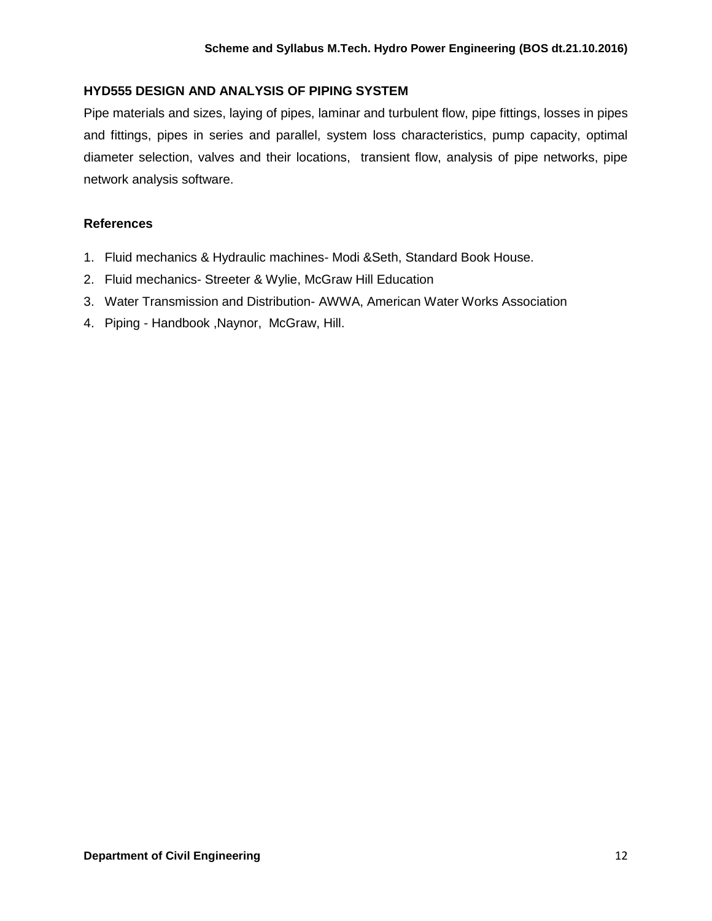### HYD555 DESIGN AND ANALYSIS OF PIPING SYSTEM

Pipe materials and sizes, laying of pipes, laminar and turbulent flow, pipe fittings, losses in pipes and fittings, pipes in series and parallel, system loss characteristics, pump capacity, optimal diameter selection, valves and their locations, transient flow, analysis of pipe networks, pipe network analysis software.

**References**

1. Fluid mechanics & Hydraulic machines- Modi &Seth, Standard Book House.
2. Fluid mechanics- Streeter & Wylie, McGraw Hill Education
3. Water Transmission and Distribution- AWWA, American Water Works Association
4. Piping - Handbook ,Naynor, McGraw, Hill.